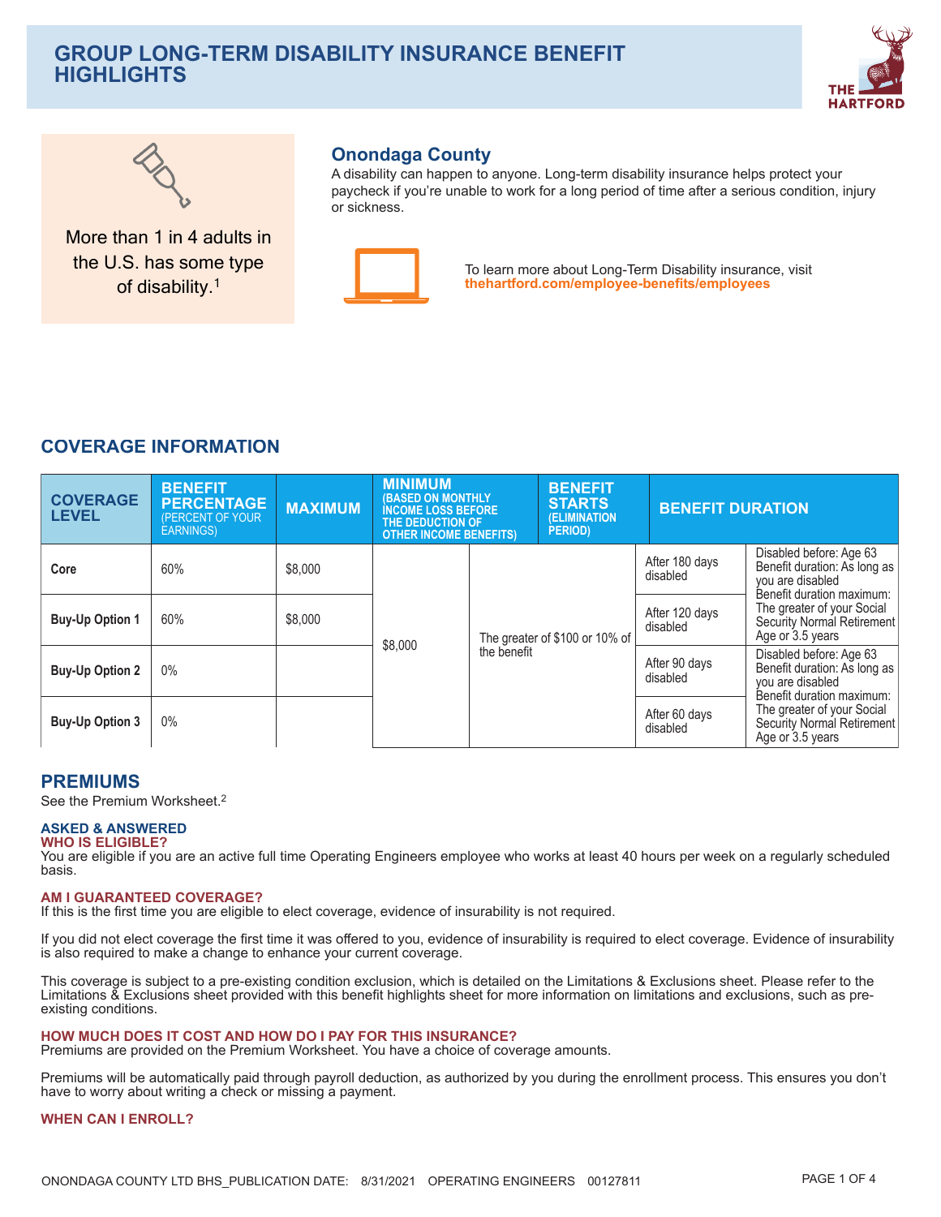# GROUP LONG-TERM DISABILITY INSURANCE BENEFIT HIGHLIGHTS

More than 1 in 4 adults in the U.S. has some type of disability.[1]

## Onondaga County

A disability can happen to anyone. Long-term disability insurance helps protect your paycheck if you're unable to work for a long period of time after a serious condition, injury or sickness.

To learn more about Long-Term Disability insurance, visit **thehartford.com/employee-benefits/employees**

## COVERAGE INFORMATION

| COVERAGE LEVEL | BENEFIT PERCENTAGE (PERCENT OF YOUR EARNINGS) | MAXIMUM | MINIMUM (BASED ON MONTHLY INCOME LOSS BEFORE THE DEDUCTION OF OTHER INCOME BENEFITS) | | BENEFIT STARTS (ELIMINATION PERIOD) | BENEFIT DURATION |
|---|---|---|---|---|---|---|
| Core | 60% | $8,000 | $8,000 | The greater of $100 or 10% of the benefit | After 180 days disabled | Disabled before: Age 63 Benefit duration: As long as you are disabled Benefit duration maximum: The greater of your Social Security Normal Retirement Age or 3.5 years |
| Buy-Up Option 1 | 60% | $8,000 | | | After 120 days disabled | |
| Buy-Up Option 2 | 0% | | | | After 90 days disabled | Disabled before: Age 63 Benefit duration: As long as you are disabled Benefit duration maximum: The greater of your Social Security Normal Retirement Age or 3.5 years |
| Buy-Up Option 3 | 0% | | | | After 60 days disabled | |

## PREMIUMS

See the Premium Worksheet.[2]

### ASKED & ANSWERED

**WHO IS ELIGIBLE?**

You are eligible if you are an active full time Operating Engineers employee who works at least 40 hours per week on a regularly scheduled basis.

**AM I GUARANTEED COVERAGE?**

If this is the first time you are eligible to elect coverage, evidence of insurability is not required.

If you did not elect coverage the first time it was offered to you, evidence of insurability is required to elect coverage. Evidence of insurability is also required to make a change to enhance your current coverage.

This coverage is subject to a pre-existing condition exclusion, which is detailed on the Limitations & Exclusions sheet. Please refer to the Limitations & Exclusions sheet provided with this benefit highlights sheet for more information on limitations and exclusions, such as pre-existing conditions.

**HOW MUCH DOES IT COST AND HOW DO I PAY FOR THIS INSURANCE?**

Premiums are provided on the Premium Worksheet. You have a choice of coverage amounts.

Premiums will be automatically paid through payroll deduction, as authorized by you during the enrollment process. This ensures you don't have to worry about writing a check or missing a payment.

**WHEN CAN I ENROLL?**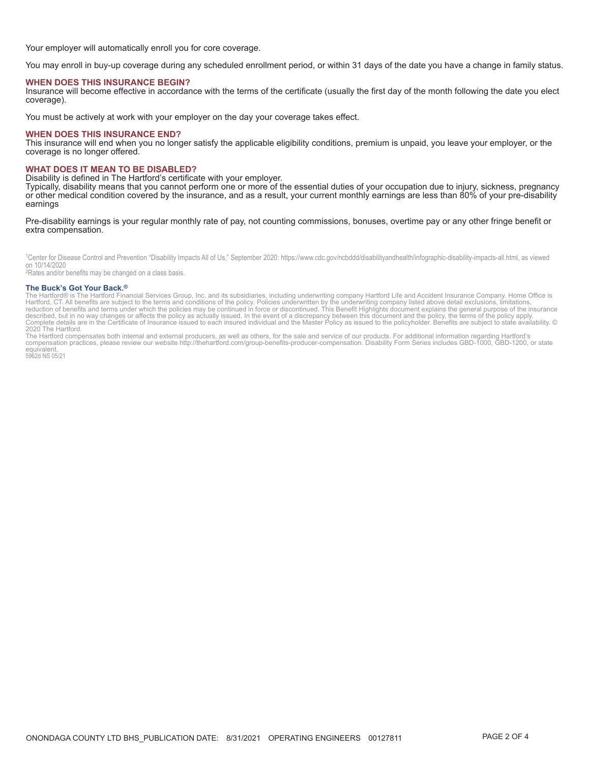Your employer will automatically enroll you for core coverage.

You may enroll in buy-up coverage during any scheduled enrollment period, or within 31 days of the date you have a change in family status.

## WHEN DOES THIS INSURANCE BEGIN?

Insurance will become effective in accordance with the terms of the certificate (usually the first day of the month following the date you elect coverage).

You must be actively at work with your employer on the day your coverage takes effect.

## WHEN DOES THIS INSURANCE END?

This insurance will end when you no longer satisfy the applicable eligibility conditions, premium is unpaid, you leave your employer, or the coverage is no longer offered.

## WHAT DOES IT MEAN TO BE DISABLED?

Disability is defined in The Hartford's certificate with your employer.
Typically, disability means that you cannot perform one or more of the essential duties of your occupation due to injury, sickness, pregnancy or other medical condition covered by the insurance, and as a result, your current monthly earnings are less than 80% of your pre-disability earnings

Pre-disability earnings is your regular monthly rate of pay, not counting commissions, bonuses, overtime pay or any other fringe benefit or extra compensation.

[1]Center for Disease Control and Prevention "Disability Impacts All of Us," September 2020: https://www.cdc.gov/ncbddd/disabilityandhealth/infographic-disability-impacts-all.html, as viewed on 10/14/2020
[2]Rates and/or benefits may be changed on a class basis.

**The Buck's Got Your Back.®**
The Hartford® is The Hartford Financial Services Group, Inc. and its subsidiaries, including underwriting company Hartford Life and Accident Insurance Company. Home Office is Hartford, CT. All benefits are subject to the terms and conditions of the policy. Policies underwritten by the underwriting company listed above detail exclusions, limitations, reduction of benefits and terms under which the policies may be continued in force or discontinued. This Benefit Highlights document explains the general purpose of the insurance described, but in no way changes or affects the policy as actually issued. In the event of a discrepancy between this document and the policy, the terms of the policy apply. Complete details are in the Certificate of Insurance issued to each insured individual and the Master Policy as issued to the policyholder. Benefits are subject to state availability. © 2020 The Hartford.
The Hartford compensates both internal and external producers, as well as others, for the sale and service of our products. For additional information regarding Hartford's compensation practices, please review our website http://thehartford.com/group-benefits-producer-compensation. Disability Form Series includes GBD-1000, GBD-1200, or state equivalent.
5962d NS 05/21

ONONDAGA COUNTY LTD BHS_PUBLICATION DATE: 8/31/2021 OPERATING ENGINEERS 00127811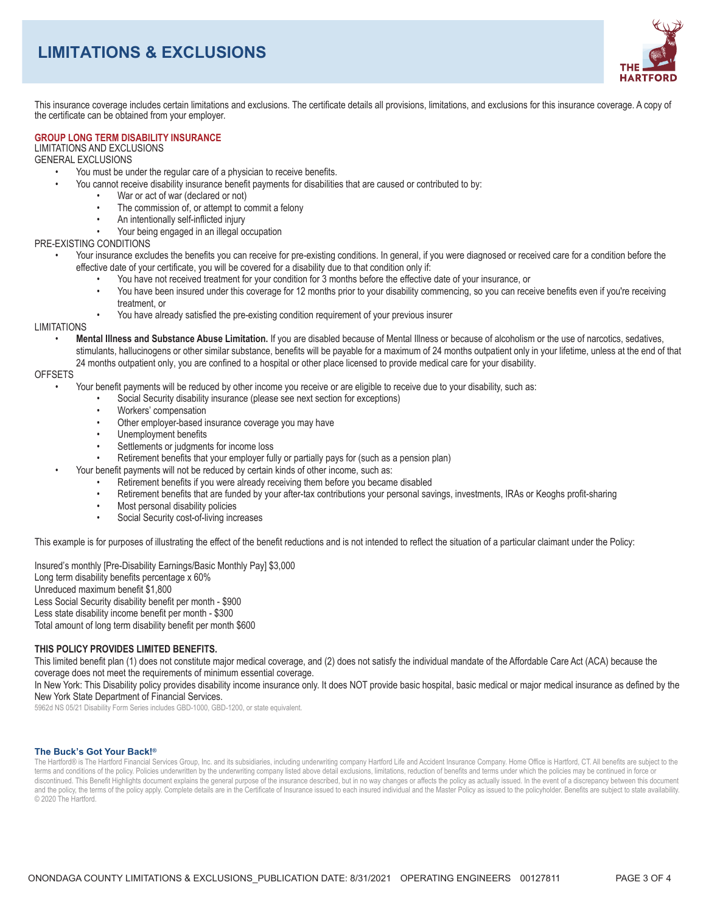# LIMITATIONS & EXCLUSIONS

This insurance coverage includes certain limitations and exclusions. The certificate details all provisions, limitations, and exclusions for this insurance coverage. A copy of the certificate can be obtained from your employer.

**GROUP LONG TERM DISABILITY INSURANCE**

LIMITATIONS AND EXCLUSIONS

GENERAL EXCLUSIONS

- You must be under the regular care of a physician to receive benefits.
- You cannot receive disability insurance benefit payments for disabilities that are caused or contributed to by:
  - War or act of war (declared or not)
  - The commission of, or attempt to commit a felony
  - An intentionally self-inflicted injury
  - Your being engaged in an illegal occupation

PRE-EXISTING CONDITIONS

- Your insurance excludes the benefits you can receive for pre-existing conditions. In general, if you were diagnosed or received care for a condition before the effective date of your certificate, you will be covered for a disability due to that condition only if:
  - You have not received treatment for your condition for 3 months before the effective date of your insurance, or
  - You have been insured under this coverage for 12 months prior to your disability commencing, so you can receive benefits even if you're receiving treatment, or
  - You have already satisfied the pre-existing condition requirement of your previous insurer

LIMITATIONS

- **Mental Illness and Substance Abuse Limitation.** If you are disabled because of Mental Illness or because of alcoholism or the use of narcotics, sedatives, stimulants, hallucinogens or other similar substance, benefits will be payable for a maximum of 24 months outpatient only in your lifetime, unless at the end of that 24 months outpatient only, you are confined to a hospital or other place licensed to provide medical care for your disability.

OFFSETS

- Your benefit payments will be reduced by other income you receive or are eligible to receive due to your disability, such as:
  - Social Security disability insurance (please see next section for exceptions)
  - Workers' compensation
  - Other employer-based insurance coverage you may have
  - Unemployment benefits
  - Settlements or judgments for income loss
  - Retirement benefits that your employer fully or partially pays for (such as a pension plan)
- Your benefit payments will not be reduced by certain kinds of other income, such as:
  - Retirement benefits if you were already receiving them before you became disabled
  - Retirement benefits that are funded by your after-tax contributions your personal savings, investments, IRAs or Keoghs profit-sharing
  - Most personal disability policies
  - Social Security cost-of-living increases

This example is for purposes of illustrating the effect of the benefit reductions and is not intended to reflect the situation of a particular claimant under the Policy:

Insured's monthly [Pre-Disability Earnings/Basic Monthly Pay] $3,000
Long term disability benefits percentage x 60%
Unreduced maximum benefit $1,800
Less Social Security disability benefit per month - $900
Less state disability income benefit per month - $300
Total amount of long term disability benefit per month $600

**THIS POLICY PROVIDES LIMITED BENEFITS.**

This limited benefit plan (1) does not constitute major medical coverage, and (2) does not satisfy the individual mandate of the Affordable Care Act (ACA) because the coverage does not meet the requirements of minimum essential coverage.

In New York: This Disability policy provides disability income insurance only. It does NOT provide basic hospital, basic medical or major medical insurance as defined by the New York State Department of Financial Services.

5962d NS 05/21 Disability Form Series includes GBD-1000, GBD-1200, or state equivalent.

**The Buck's Got Your Back!®**

The Hartford® is The Hartford Financial Services Group, Inc. and its subsidiaries, including underwriting company Hartford Life and Accident Insurance Company. Home Office is Hartford, CT. All benefits are subject to the terms and conditions of the policy. Policies underwritten by the underwriting company listed above detail exclusions, limitations, reduction of benefits and terms under which the policies may be continued in force or discontinued. This Benefit Highlights document explains the general purpose of the insurance described, but in no way changes or affects the policy as actually issued. In the event of a discrepancy between this document and the policy, the terms of the policy apply. Complete details are in the Certificate of Insurance issued to each insured individual and the Master Policy as issued to the policyholder. Benefits are subject to state availability. © 2020 The Hartford.